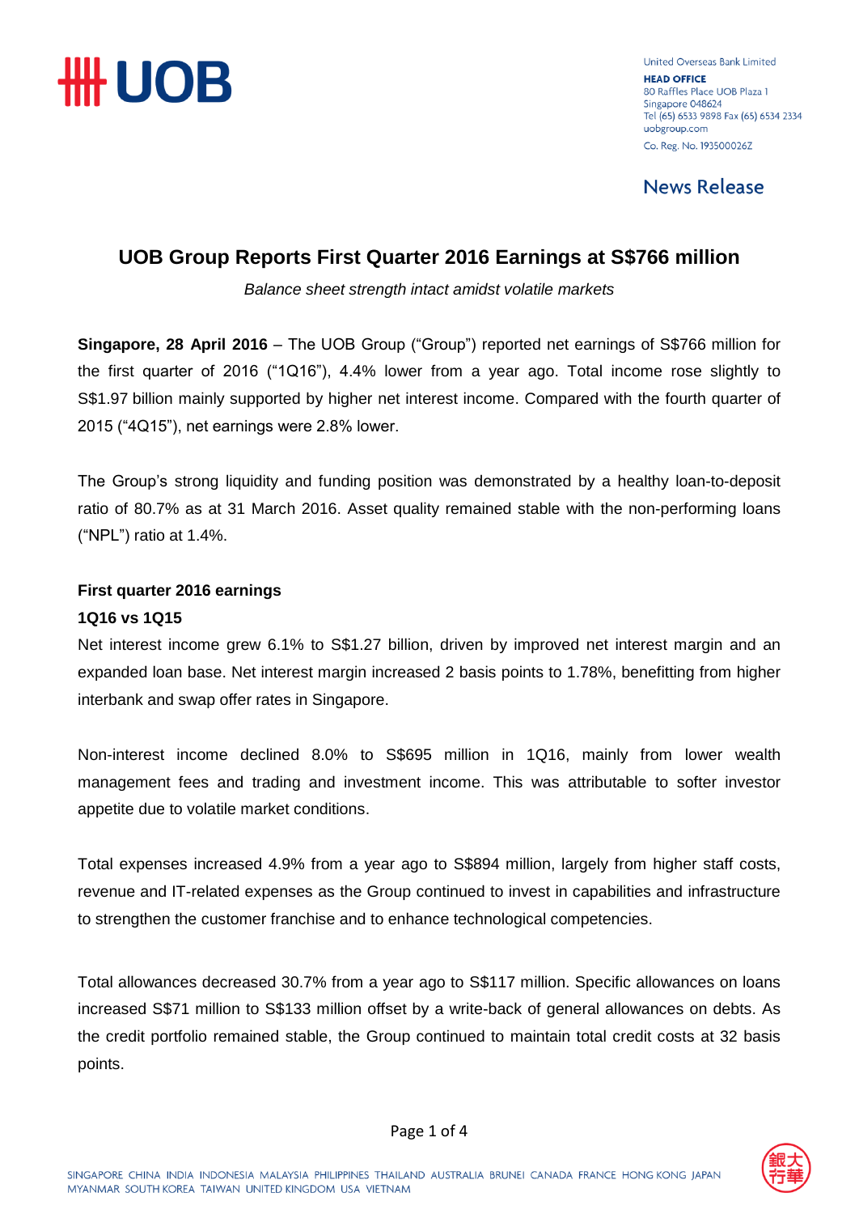United Overseas Bank Limited
**HEAD OFFICE**
80 Raffles Place UOB Plaza 1
Singapore 048624
Tel (65) 6533 9898 Fax (65) 6534 2334
uobgroup.com
Co. Reg. No. 193500026Z

News Release

# UOB Group Reports First Quarter 2016 Earnings at S$766 million

*Balance sheet strength intact amidst volatile markets*

**Singapore, 28 April 2016** – The UOB Group ("Group") reported net earnings of S$766 million for the first quarter of 2016 ("1Q16"), 4.4% lower from a year ago. Total income rose slightly to S$1.97 billion mainly supported by higher net interest income. Compared with the fourth quarter of 2015 ("4Q15"), net earnings were 2.8% lower.

The Group's strong liquidity and funding position was demonstrated by a healthy loan-to-deposit ratio of 80.7% as at 31 March 2016. Asset quality remained stable with the non-performing loans ("NPL") ratio at 1.4%.

**First quarter 2016 earnings**

**1Q16 vs 1Q15**

Net interest income grew 6.1% to S$1.27 billion, driven by improved net interest margin and an expanded loan base. Net interest margin increased 2 basis points to 1.78%, benefitting from higher interbank and swap offer rates in Singapore.

Non-interest income declined 8.0% to S$695 million in 1Q16, mainly from lower wealth management fees and trading and investment income. This was attributable to softer investor appetite due to volatile market conditions.

Total expenses increased 4.9% from a year ago to S$894 million, largely from higher staff costs, revenue and IT-related expenses as the Group continued to invest in capabilities and infrastructure to strengthen the customer franchise and to enhance technological competencies.

Total allowances decreased 30.7% from a year ago to S$117 million. Specific allowances on loans increased S$71 million to S$133 million offset by a write-back of general allowances on debts. As the credit portfolio remained stable, the Group continued to maintain total credit costs at 32 basis points.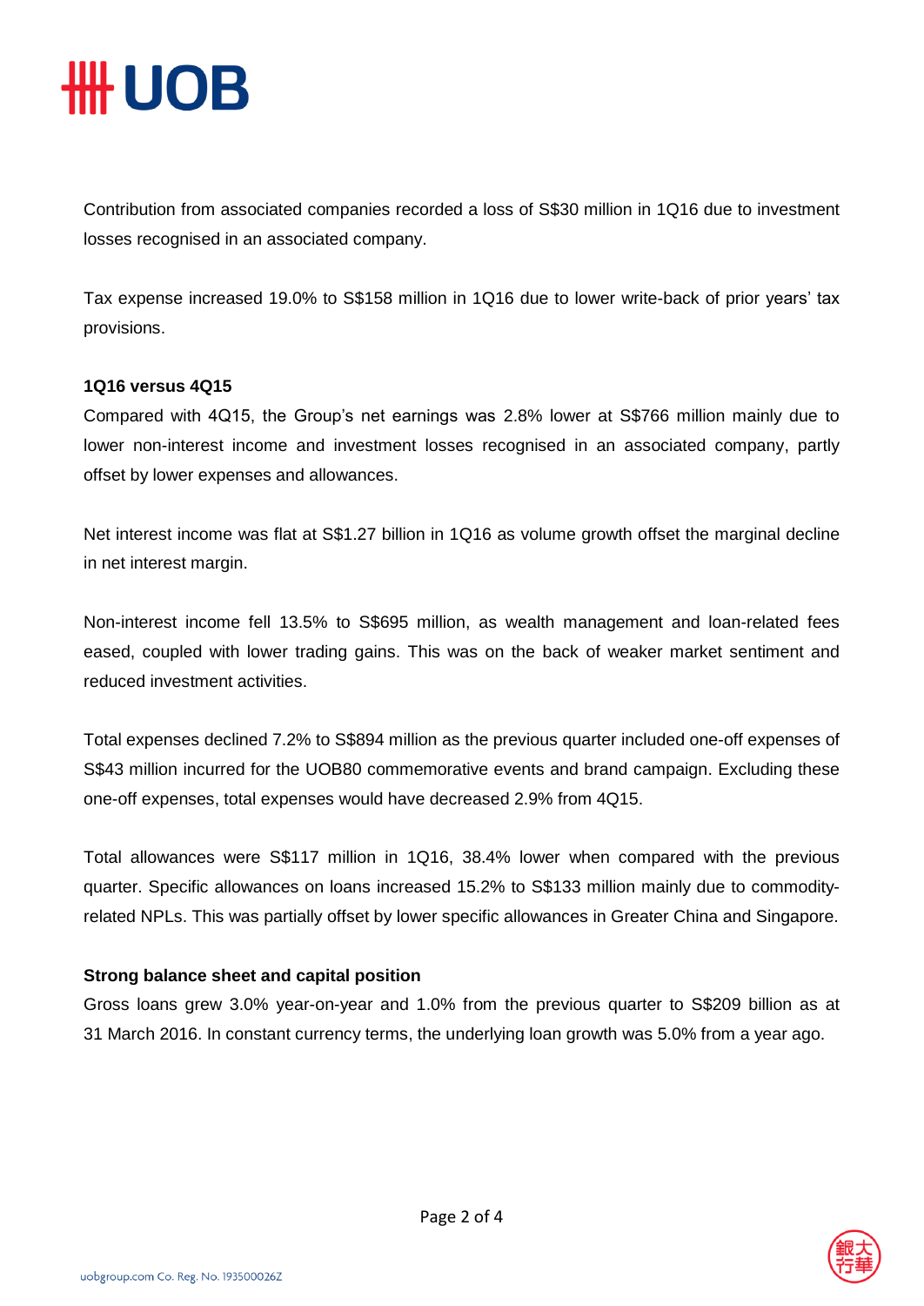Contribution from associated companies recorded a loss of S$30 million in 1Q16 due to investment losses recognised in an associated company.

Tax expense increased 19.0% to S$158 million in 1Q16 due to lower write-back of prior years' tax provisions.

**1Q16 versus 4Q15**

Compared with 4Q15, the Group's net earnings was 2.8% lower at S$766 million mainly due to lower non-interest income and investment losses recognised in an associated company, partly offset by lower expenses and allowances.

Net interest income was flat at S$1.27 billion in 1Q16 as volume growth offset the marginal decline in net interest margin.

Non-interest income fell 13.5% to S$695 million, as wealth management and loan-related fees eased, coupled with lower trading gains. This was on the back of weaker market sentiment and reduced investment activities.

Total expenses declined 7.2% to S$894 million as the previous quarter included one-off expenses of S$43 million incurred for the UOB80 commemorative events and brand campaign. Excluding these one-off expenses, total expenses would have decreased 2.9% from 4Q15.

Total allowances were S$117 million in 1Q16, 38.4% lower when compared with the previous quarter. Specific allowances on loans increased 15.2% to S$133 million mainly due to commodity-related NPLs. This was partially offset by lower specific allowances in Greater China and Singapore.

**Strong balance sheet and capital position**

Gross loans grew 3.0% year-on-year and 1.0% from the previous quarter to S$209 billion as at 31 March 2016. In constant currency terms, the underlying loan growth was 5.0% from a year ago.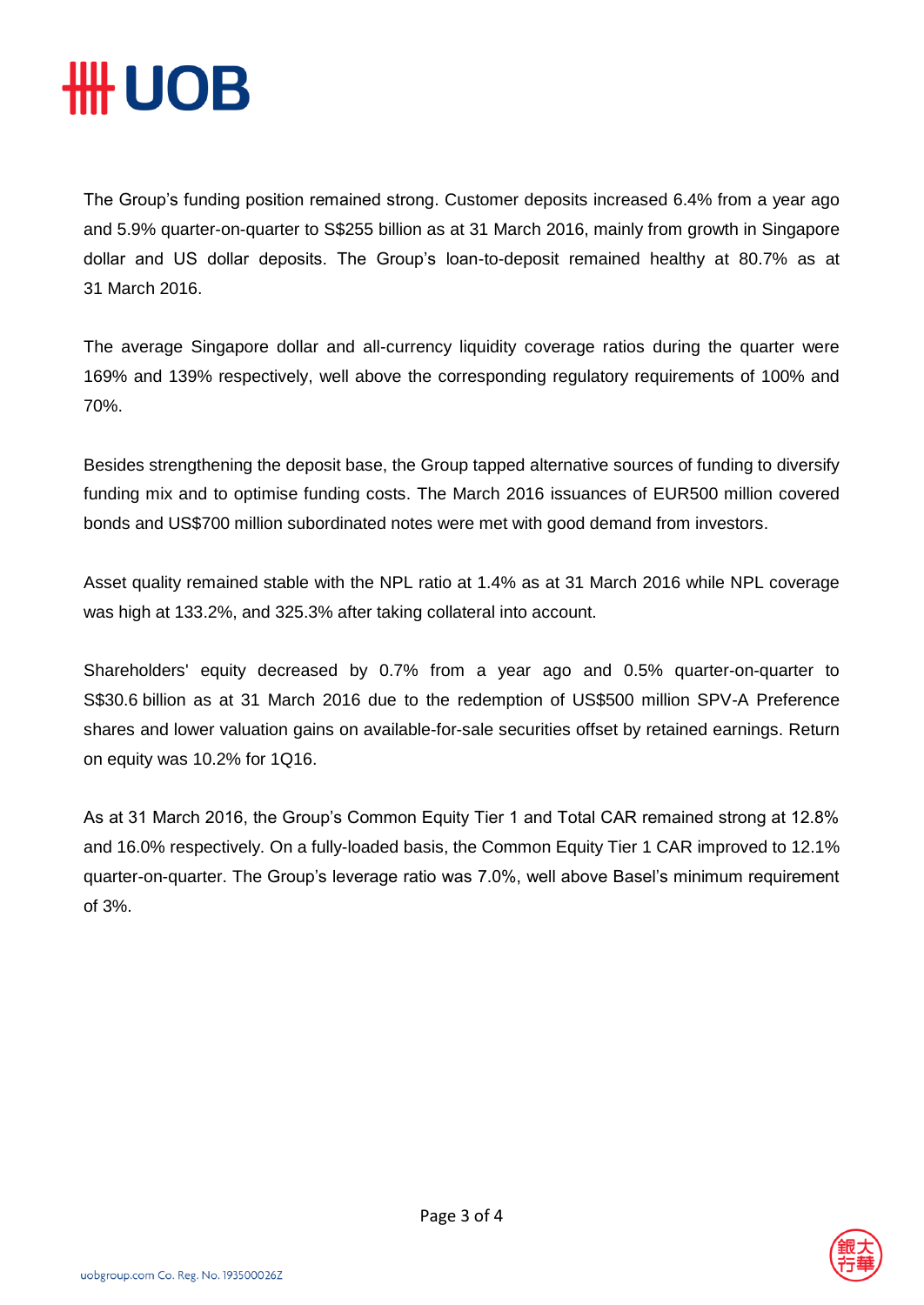The Group's funding position remained strong. Customer deposits increased 6.4% from a year ago and 5.9% quarter-on-quarter to S$255 billion as at 31 March 2016, mainly from growth in Singapore dollar and US dollar deposits. The Group's loan-to-deposit remained healthy at 80.7% as at 31 March 2016.

The average Singapore dollar and all-currency liquidity coverage ratios during the quarter were 169% and 139% respectively, well above the corresponding regulatory requirements of 100% and 70%.

Besides strengthening the deposit base, the Group tapped alternative sources of funding to diversify funding mix and to optimise funding costs. The March 2016 issuances of EUR500 million covered bonds and US$700 million subordinated notes were met with good demand from investors.

Asset quality remained stable with the NPL ratio at 1.4% as at 31 March 2016 while NPL coverage was high at 133.2%, and 325.3% after taking collateral into account.

Shareholders' equity decreased by 0.7% from a year ago and 0.5% quarter-on-quarter to S$30.6 billion as at 31 March 2016 due to the redemption of US$500 million SPV-A Preference shares and lower valuation gains on available-for-sale securities offset by retained earnings. Return on equity was 10.2% for 1Q16.

As at 31 March 2016, the Group's Common Equity Tier 1 and Total CAR remained strong at 12.8% and 16.0% respectively. On a fully-loaded basis, the Common Equity Tier 1 CAR improved to 12.1% quarter-on-quarter. The Group's leverage ratio was 7.0%, well above Basel's minimum requirement of 3%.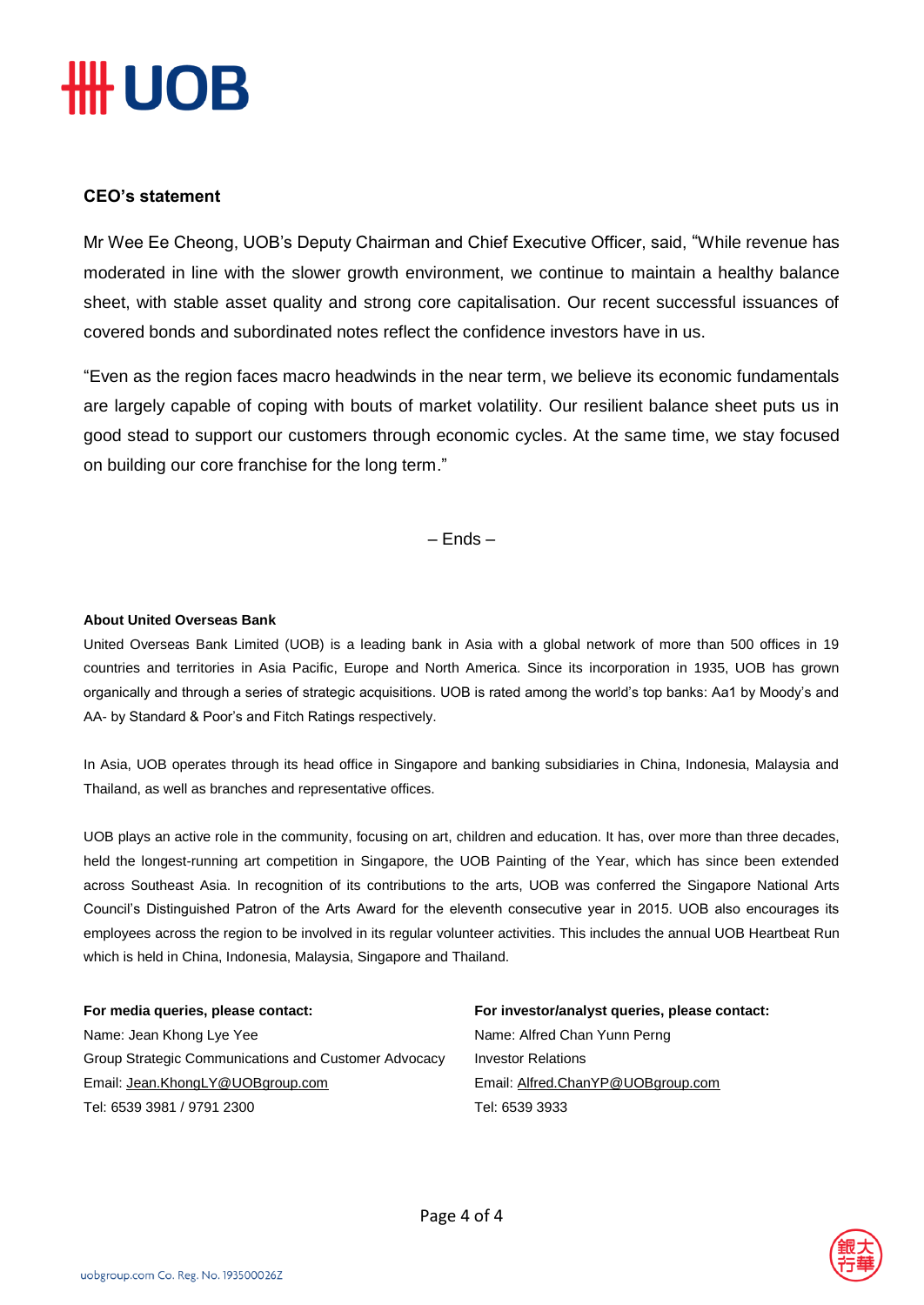**CEO's statement**

Mr Wee Ee Cheong, UOB's Deputy Chairman and Chief Executive Officer, said, "While revenue has moderated in line with the slower growth environment, we continue to maintain a healthy balance sheet, with stable asset quality and strong core capitalisation. Our recent successful issuances of covered bonds and subordinated notes reflect the confidence investors have in us.

"Even as the region faces macro headwinds in the near term, we believe its economic fundamentals are largely capable of coping with bouts of market volatility. Our resilient balance sheet puts us in good stead to support our customers through economic cycles. At the same time, we stay focused on building our core franchise for the long term."

– Ends –

**About United Overseas Bank**

United Overseas Bank Limited (UOB) is a leading bank in Asia with a global network of more than 500 offices in 19 countries and territories in Asia Pacific, Europe and North America. Since its incorporation in 1935, UOB has grown organically and through a series of strategic acquisitions. UOB is rated among the world's top banks: Aa1 by Moody's and AA- by Standard & Poor's and Fitch Ratings respectively.

In Asia, UOB operates through its head office in Singapore and banking subsidiaries in China, Indonesia, Malaysia and Thailand, as well as branches and representative offices.

UOB plays an active role in the community, focusing on art, children and education. It has, over more than three decades, held the longest-running art competition in Singapore, the UOB Painting of the Year, which has since been extended across Southeast Asia. In recognition of its contributions to the arts, UOB was conferred the Singapore National Arts Council's Distinguished Patron of the Arts Award for the eleventh consecutive year in 2015. UOB also encourages its employees across the region to be involved in its regular volunteer activities. This includes the annual UOB Heartbeat Run which is held in China, Indonesia, Malaysia, Singapore and Thailand.

**For media queries, please contact:**
Name: Jean Khong Lye Yee
Group Strategic Communications and Customer Advocacy
Email: Jean.KhongLY@UOBgroup.com
Tel: 6539 3981 / 9791 2300

**For investor/analyst queries, please contact:**
Name: Alfred Chan Yunn Perng
Investor Relations
Email: Alfred.ChanYP@UOBgroup.com
Tel: 6539 3933